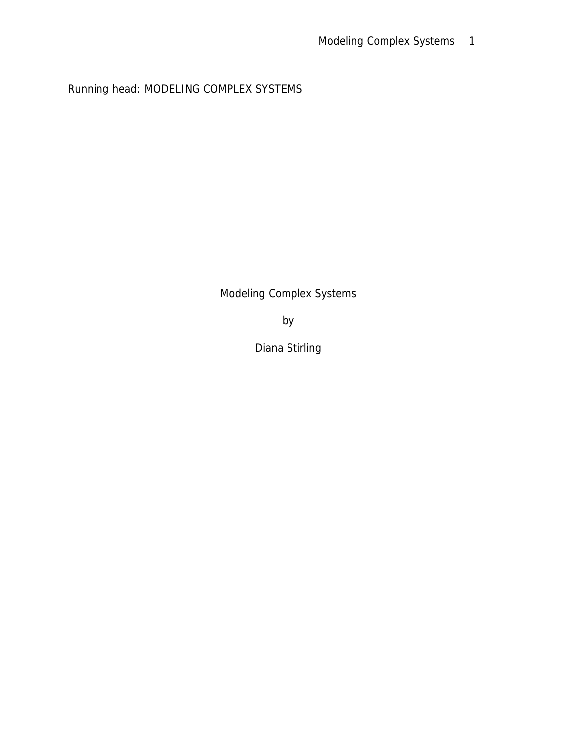Running head: MODELING COMPLEX SYSTEMS

Modeling Complex Systems

by

Diana Stirling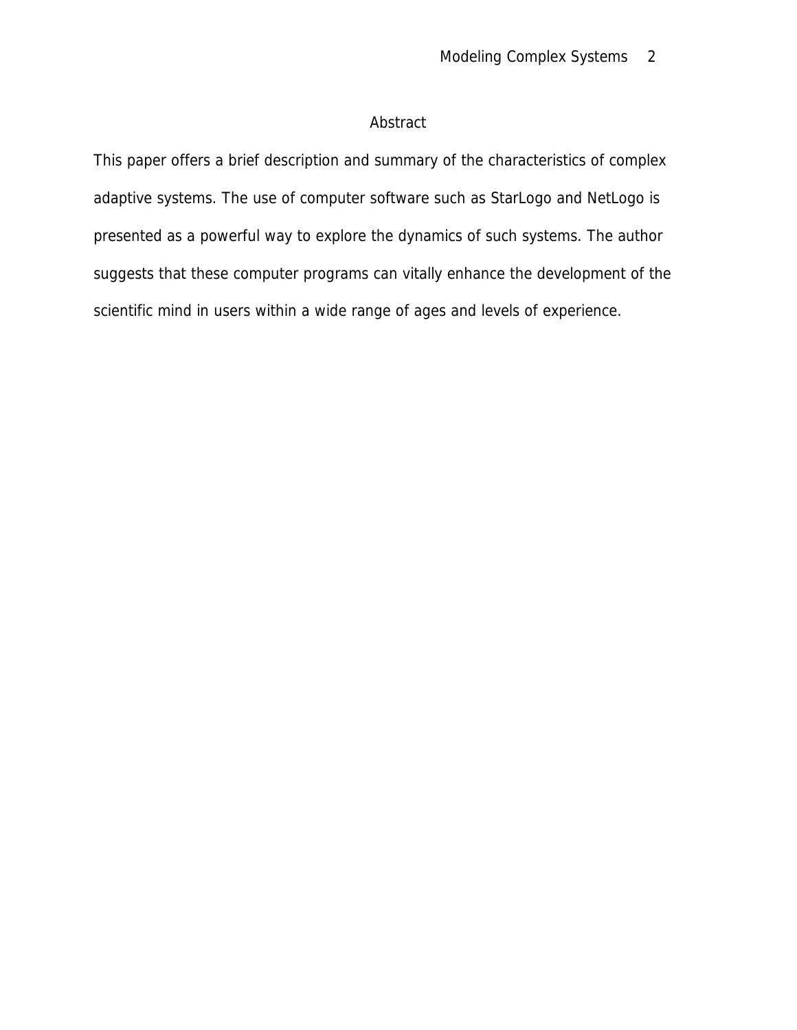# Abstract

This paper offers a brief description and summary of the characteristics of complex adaptive systems. The use of computer software such as StarLogo and NetLogo is presented as a powerful way to explore the dynamics of such systems. The author suggests that these computer programs can vitally enhance the development of the scientific mind in users within a wide range of ages and levels of experience.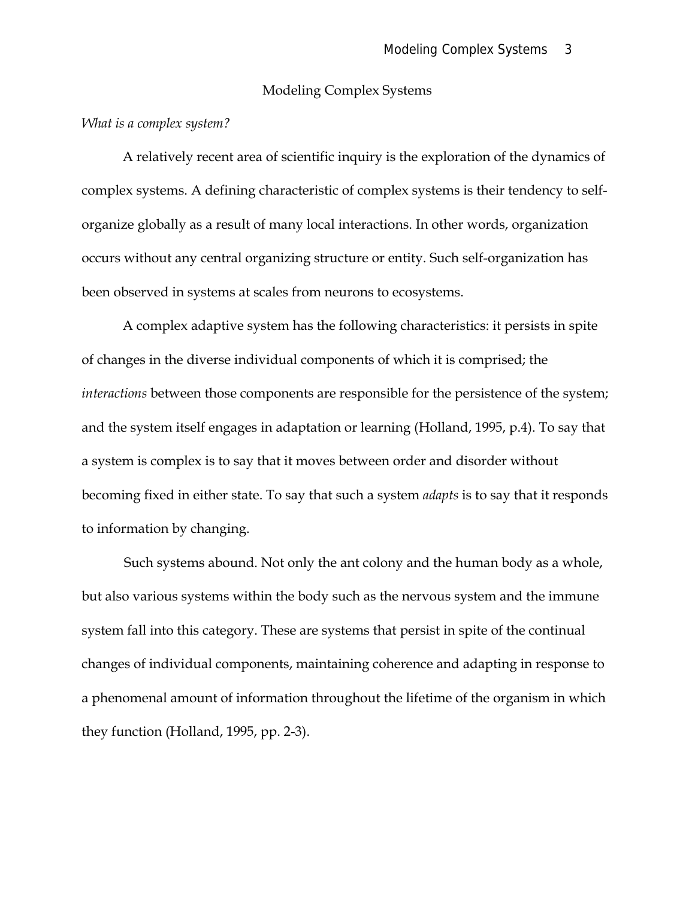# Modeling Complex Systems

*What is a complex system?*

A relatively recent area of scientific inquiry is the exploration of the dynamics of complex systems. A defining characteristic of complex systems is their tendency to self-organize globally as a result of many local interactions. In other words, organization occurs without any central organizing structure or entity. Such self-organization has been observed in systems at scales from neurons to ecosystems.

A complex adaptive system has the following characteristics: it persists in spite of changes in the diverse individual components of which it is comprised; the *interactions* between those components are responsible for the persistence of the system; and the system itself engages in adaptation or learning (Holland, 1995, p.4). To say that a system is complex is to say that it moves between order and disorder without becoming fixed in either state. To say that such a system *adapts* is to say that it responds to information by changing.

Such systems abound. Not only the ant colony and the human body as a whole, but also various systems within the body such as the nervous system and the immune system fall into this category. These are systems that persist in spite of the continual changes of individual components, maintaining coherence and adapting in response to a phenomenal amount of information throughout the lifetime of the organism in which they function (Holland, 1995, pp. 2-3).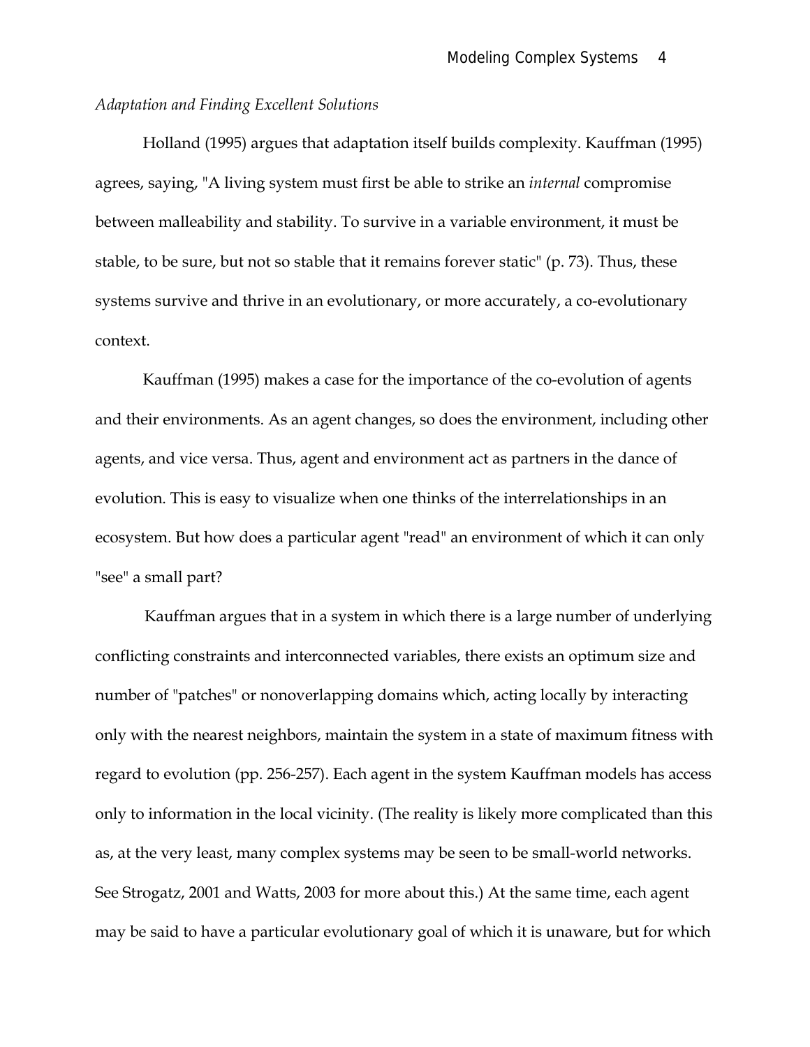*Adaptation and Finding Excellent Solutions*

Holland (1995) argues that adaptation itself builds complexity. Kauffman (1995) agrees, saying, "A living system must first be able to strike an *internal* compromise between malleability and stability. To survive in a variable environment, it must be stable, to be sure, but not so stable that it remains forever static" (p. 73). Thus, these systems survive and thrive in an evolutionary, or more accurately, a co-evolutionary context.

Kauffman (1995) makes a case for the importance of the co-evolution of agents and their environments. As an agent changes, so does the environment, including other agents, and vice versa. Thus, agent and environment act as partners in the dance of evolution. This is easy to visualize when one thinks of the interrelationships in an ecosystem. But how does a particular agent "read" an environment of which it can only "see" a small part?

Kauffman argues that in a system in which there is a large number of underlying conflicting constraints and interconnected variables, there exists an optimum size and number of "patches" or nonoverlapping domains which, acting locally by interacting only with the nearest neighbors, maintain the system in a state of maximum fitness with regard to evolution (pp. 256-257). Each agent in the system Kauffman models has access only to information in the local vicinity. (The reality is likely more complicated than this as, at the very least, many complex systems may be seen to be small-world networks. See Strogatz, 2001 and Watts, 2003 for more about this.) At the same time, each agent may be said to have a particular evolutionary goal of which it is unaware, but for which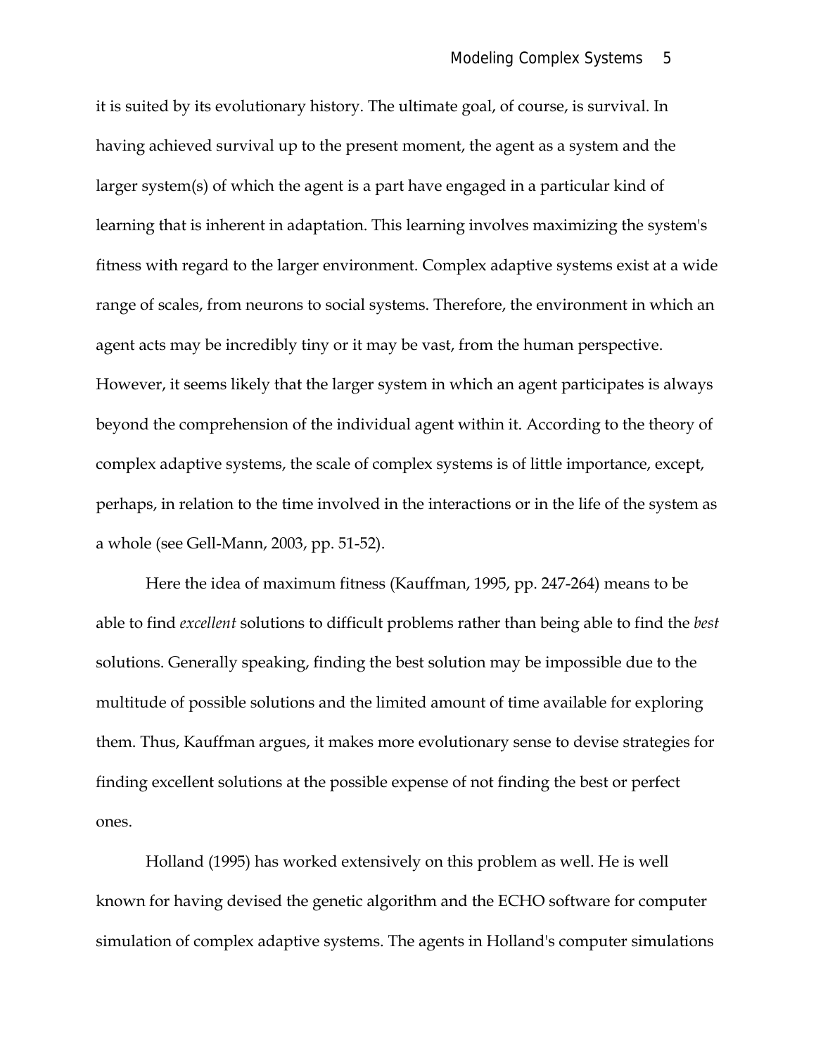it is suited by its evolutionary history. The ultimate goal, of course, is survival. In having achieved survival up to the present moment, the agent as a system and the larger system(s) of which the agent is a part have engaged in a particular kind of learning that is inherent in adaptation. This learning involves maximizing the system's fitness with regard to the larger environment. Complex adaptive systems exist at a wide range of scales, from neurons to social systems. Therefore, the environment in which an agent acts may be incredibly tiny or it may be vast, from the human perspective. However, it seems likely that the larger system in which an agent participates is always beyond the comprehension of the individual agent within it. According to the theory of complex adaptive systems, the scale of complex systems is of little importance, except, perhaps, in relation to the time involved in the interactions or in the life of the system as a whole (see Gell-Mann, 2003, pp. 51-52).

Here the idea of maximum fitness (Kauffman, 1995, pp. 247-264) means to be able to find *excellent* solutions to difficult problems rather than being able to find the *best* solutions. Generally speaking, finding the best solution may be impossible due to the multitude of possible solutions and the limited amount of time available for exploring them. Thus, Kauffman argues, it makes more evolutionary sense to devise strategies for finding excellent solutions at the possible expense of not finding the best or perfect ones.

Holland (1995) has worked extensively on this problem as well. He is well known for having devised the genetic algorithm and the ECHO software for computer simulation of complex adaptive systems. The agents in Holland's computer simulations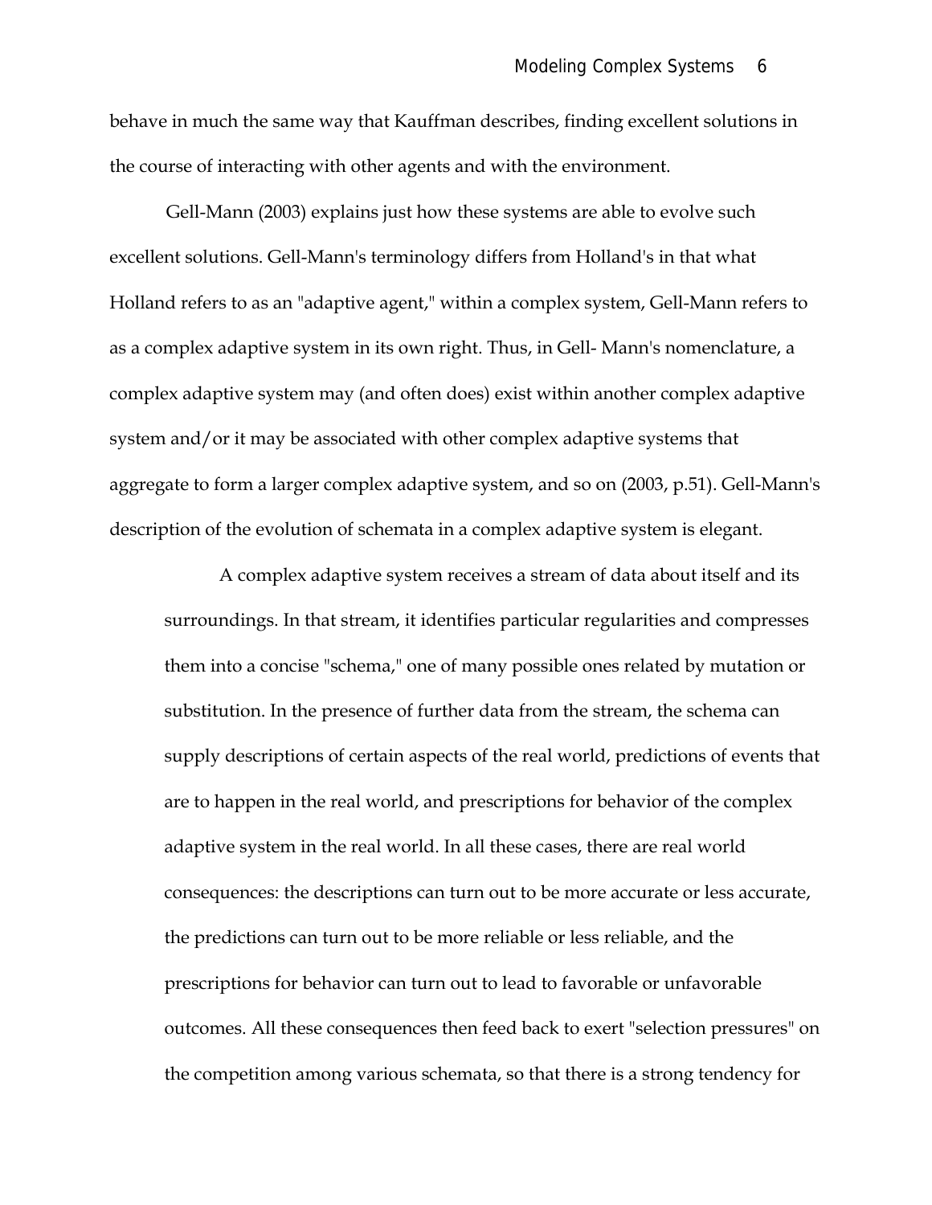behave in much the same way that Kauffman describes, finding excellent solutions in the course of interacting with other agents and with the environment.

Gell-Mann (2003) explains just how these systems are able to evolve such excellent solutions. Gell-Mann's terminology differs from Holland's in that what Holland refers to as an "adaptive agent," within a complex system, Gell-Mann refers to as a complex adaptive system in its own right. Thus, in Gell- Mann's nomenclature, a complex adaptive system may (and often does) exist within another complex adaptive system and/or it may be associated with other complex adaptive systems that aggregate to form a larger complex adaptive system, and so on (2003, p.51). Gell-Mann's description of the evolution of schemata in a complex adaptive system is elegant.

> A complex adaptive system receives a stream of data about itself and its surroundings. In that stream, it identifies particular regularities and compresses them into a concise "schema," one of many possible ones related by mutation or substitution. In the presence of further data from the stream, the schema can supply descriptions of certain aspects of the real world, predictions of events that are to happen in the real world, and prescriptions for behavior of the complex adaptive system in the real world. In all these cases, there are real world consequences: the descriptions can turn out to be more accurate or less accurate, the predictions can turn out to be more reliable or less reliable, and the prescriptions for behavior can turn out to lead to favorable or unfavorable outcomes. All these consequences then feed back to exert "selection pressures" on the competition among various schemata, so that there is a strong tendency for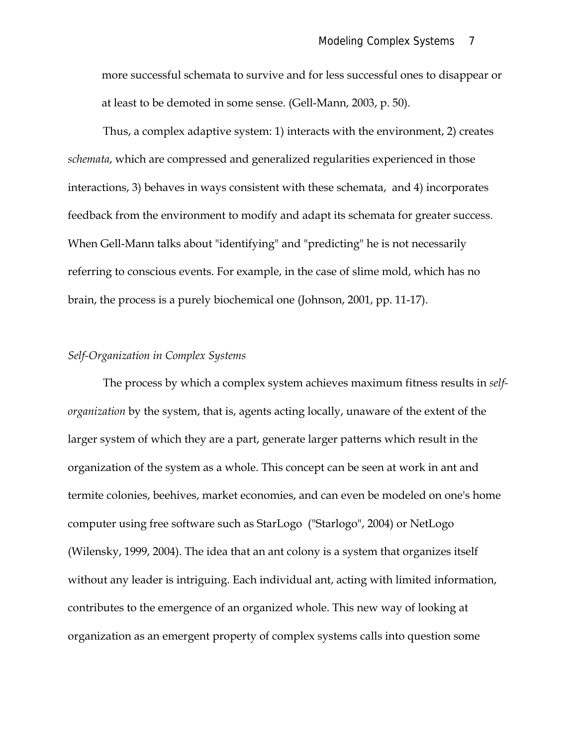more successful schemata to survive and for less successful ones to disappear or at least to be demoted in some sense. (Gell-Mann, 2003, p. 50).

Thus, a complex adaptive system: 1) interacts with the environment, 2) creates *schemata*, which are compressed and generalized regularities experienced in those interactions, 3) behaves in ways consistent with these schemata, and 4) incorporates feedback from the environment to modify and adapt its schemata for greater success. When Gell-Mann talks about "identifying" and "predicting" he is not necessarily referring to conscious events. For example, in the case of slime mold, which has no brain, the process is a purely biochemical one (Johnson, 2001, pp. 11-17).

### *Self-Organization in Complex Systems*

The process by which a complex system achieves maximum fitness results in *self-organization* by the system, that is, agents acting locally, unaware of the extent of the larger system of which they are a part, generate larger patterns which result in the organization of the system as a whole. This concept can be seen at work in ant and termite colonies, beehives, market economies, and can even be modeled on one's home computer using free software such as StarLogo ("Starlogo", 2004) or NetLogo (Wilensky, 1999, 2004). The idea that an ant colony is a system that organizes itself without any leader is intriguing. Each individual ant, acting with limited information, contributes to the emergence of an organized whole. This new way of looking at organization as an emergent property of complex systems calls into question some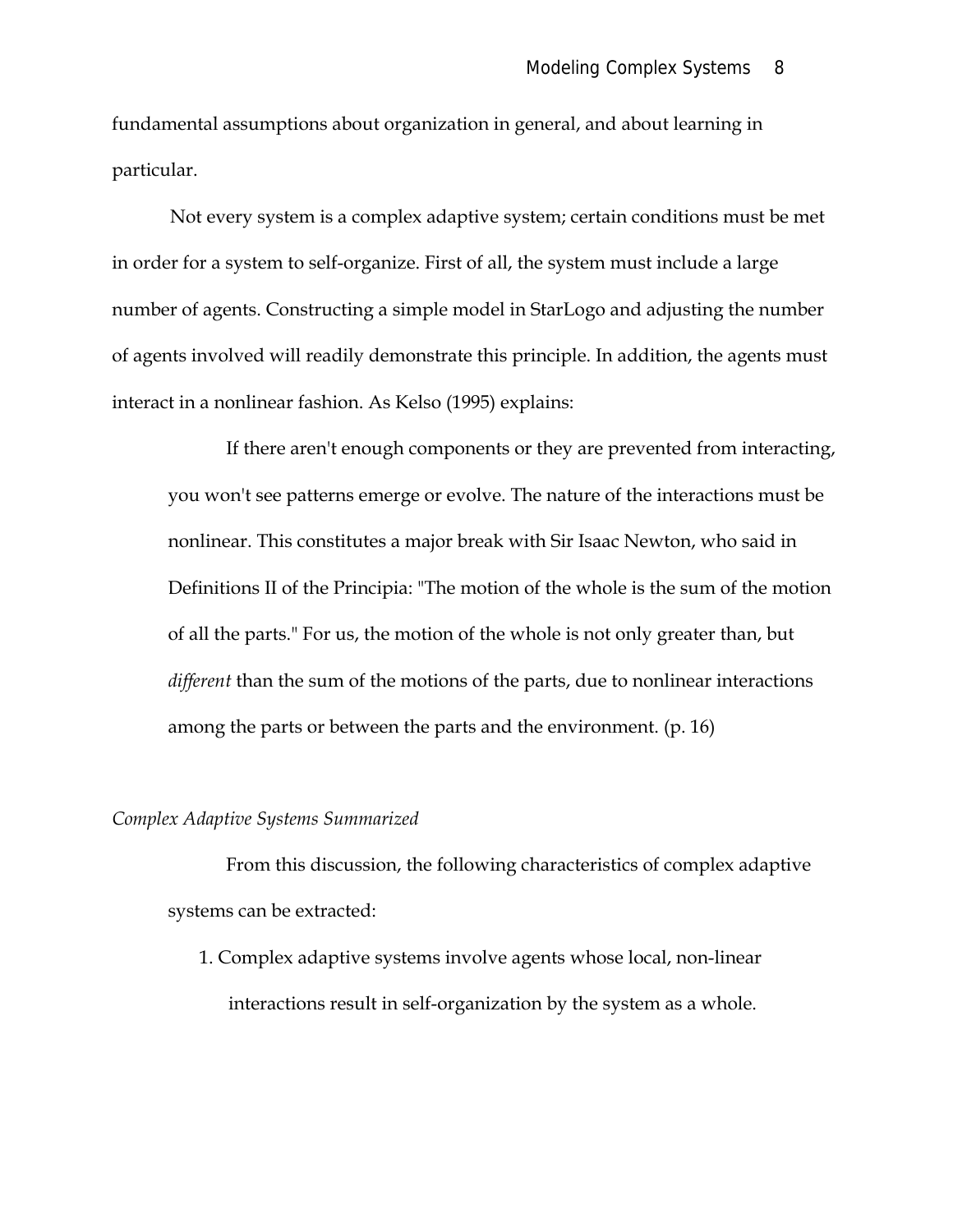fundamental assumptions about organization in general, and about learning in particular.

Not every system is a complex adaptive system; certain conditions must be met in order for a system to self-organize. First of all, the system must include a large number of agents. Constructing a simple model in StarLogo and adjusting the number of agents involved will readily demonstrate this principle. In addition, the agents must interact in a nonlinear fashion. As Kelso (1995) explains:

> If there aren't enough components or they are prevented from interacting, you won't see patterns emerge or evolve. The nature of the interactions must be nonlinear. This constitutes a major break with Sir Isaac Newton, who said in Definitions II of the Principia: "The motion of the whole is the sum of the motion of all the parts." For us, the motion of the whole is not only greater than, but *different* than the sum of the motions of the parts, due to nonlinear interactions among the parts or between the parts and the environment. (p. 16)

*Complex Adaptive Systems Summarized*

From this discussion, the following characteristics of complex adaptive systems can be extracted:

1. Complex adaptive systems involve agents whose local, non-linear interactions result in self-organization by the system as a whole.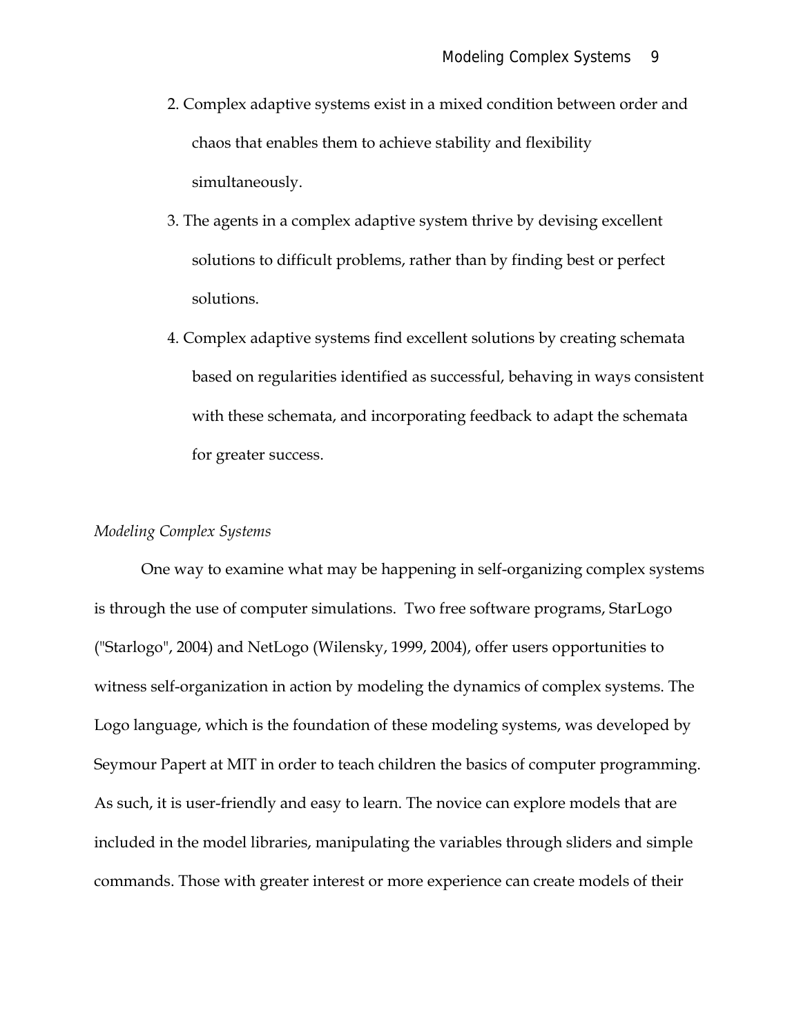2. Complex adaptive systems exist in a mixed condition between order and chaos that enables them to achieve stability and flexibility simultaneously.
3. The agents in a complex adaptive system thrive by devising excellent solutions to difficult problems, rather than by finding best or perfect solutions.
4. Complex adaptive systems find excellent solutions by creating schemata based on regularities identified as successful, behaving in ways consistent with these schemata, and incorporating feedback to adapt the schemata for greater success.

*Modeling Complex Systems*

One way to examine what may be happening in self-organizing complex systems is through the use of computer simulations. Two free software programs, StarLogo ("Starlogo", 2004) and NetLogo (Wilensky, 1999, 2004), offer users opportunities to witness self-organization in action by modeling the dynamics of complex systems. The Logo language, which is the foundation of these modeling systems, was developed by Seymour Papert at MIT in order to teach children the basics of computer programming. As such, it is user-friendly and easy to learn. The novice can explore models that are included in the model libraries, manipulating the variables through sliders and simple commands. Those with greater interest or more experience can create models of their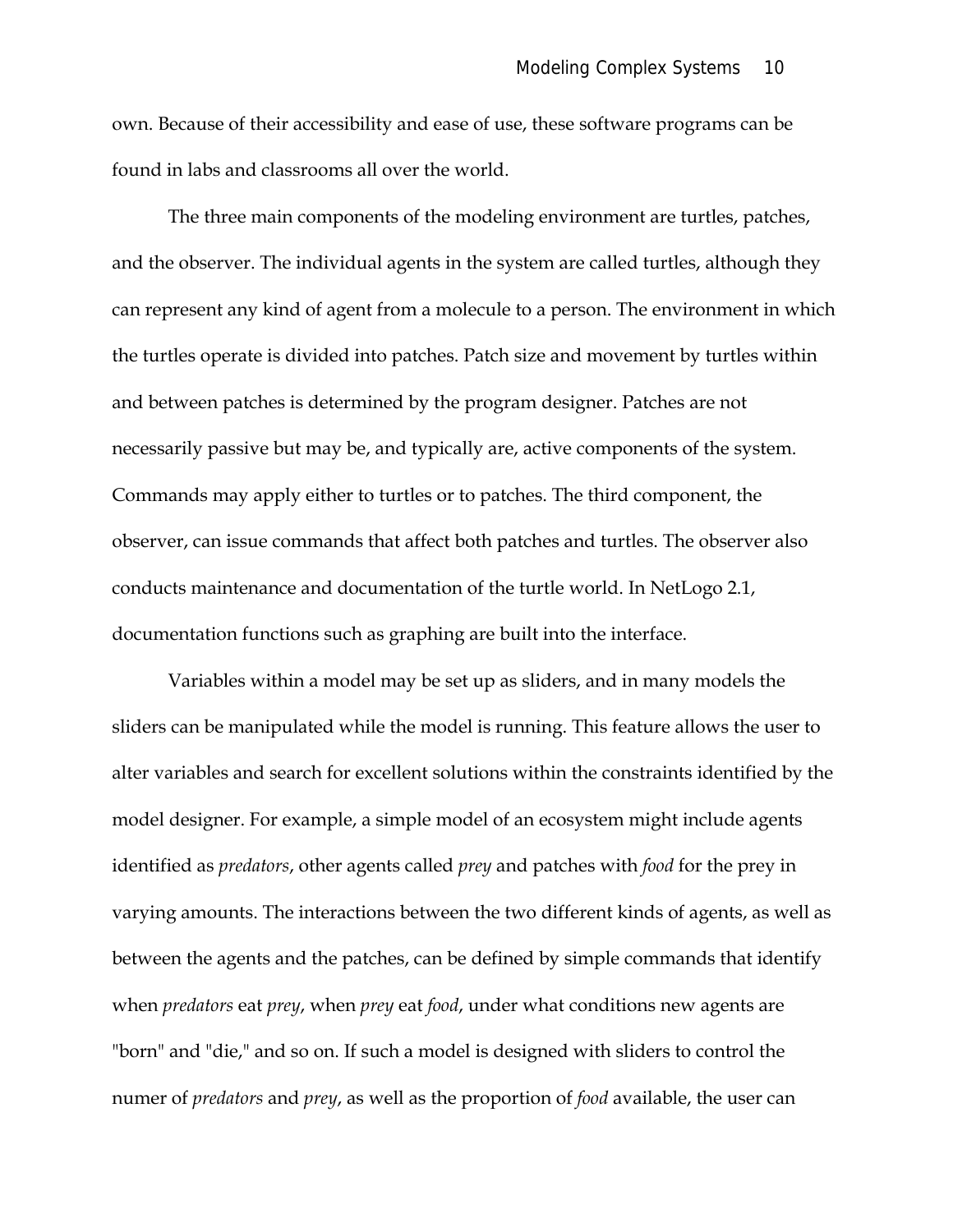own. Because of their accessibility and ease of use, these software programs can be found in labs and classrooms all over the world.

The three main components of the modeling environment are turtles, patches, and the observer. The individual agents in the system are called turtles, although they can represent any kind of agent from a molecule to a person. The environment in which the turtles operate is divided into patches. Patch size and movement by turtles within and between patches is determined by the program designer. Patches are not necessarily passive but may be, and typically are, active components of the system. Commands may apply either to turtles or to patches. The third component, the observer, can issue commands that affect both patches and turtles. The observer also conducts maintenance and documentation of the turtle world. In NetLogo 2.1, documentation functions such as graphing are built into the interface.

Variables within a model may be set up as sliders, and in many models the sliders can be manipulated while the model is running. This feature allows the user to alter variables and search for excellent solutions within the constraints identified by the model designer. For example, a simple model of an ecosystem might include agents identified as *predators*, other agents called *prey* and patches with *food* for the prey in varying amounts. The interactions between the two different kinds of agents, as well as between the agents and the patches, can be defined by simple commands that identify when *predators* eat *prey*, when *prey* eat *food*, under what conditions new agents are "born" and "die," and so on. If such a model is designed with sliders to control the numer of *predators* and *prey*, as well as the proportion of *food* available, the user can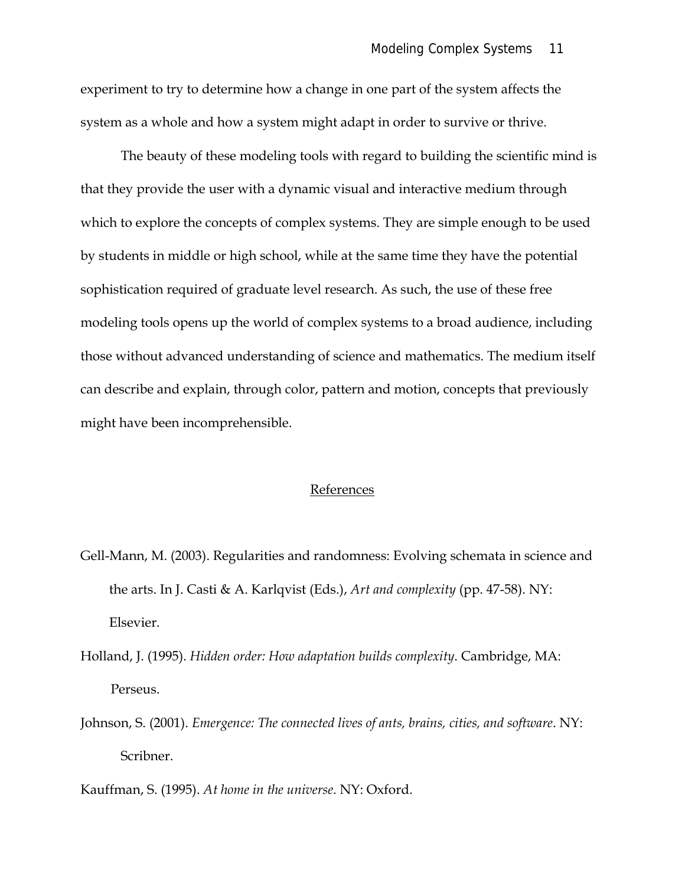experiment to try to determine how a change in one part of the system affects the system as a whole and how a system might adapt in order to survive or thrive.

The beauty of these modeling tools with regard to building the scientific mind is that they provide the user with a dynamic visual and interactive medium through which to explore the concepts of complex systems. They are simple enough to be used by students in middle or high school, while at the same time they have the potential sophistication required of graduate level research. As such, the use of these free modeling tools opens up the world of complex systems to a broad audience, including those without advanced understanding of science and mathematics. The medium itself can describe and explain, through color, pattern and motion, concepts that previously might have been incomprehensible.

## References

Gell-Mann, M. (2003). Regularities and randomness: Evolving schemata in science and the arts. In J. Casti & A. Karlqvist (Eds.), *Art and complexity* (pp. 47-58). NY: Elsevier.

Holland, J. (1995). *Hidden order: How adaptation builds complexity*. Cambridge, MA: Perseus.

Johnson, S. (2001). *Emergence: The connected lives of ants, brains, cities, and software*. NY: Scribner.

Kauffman, S. (1995). *At home in the universe*. NY: Oxford.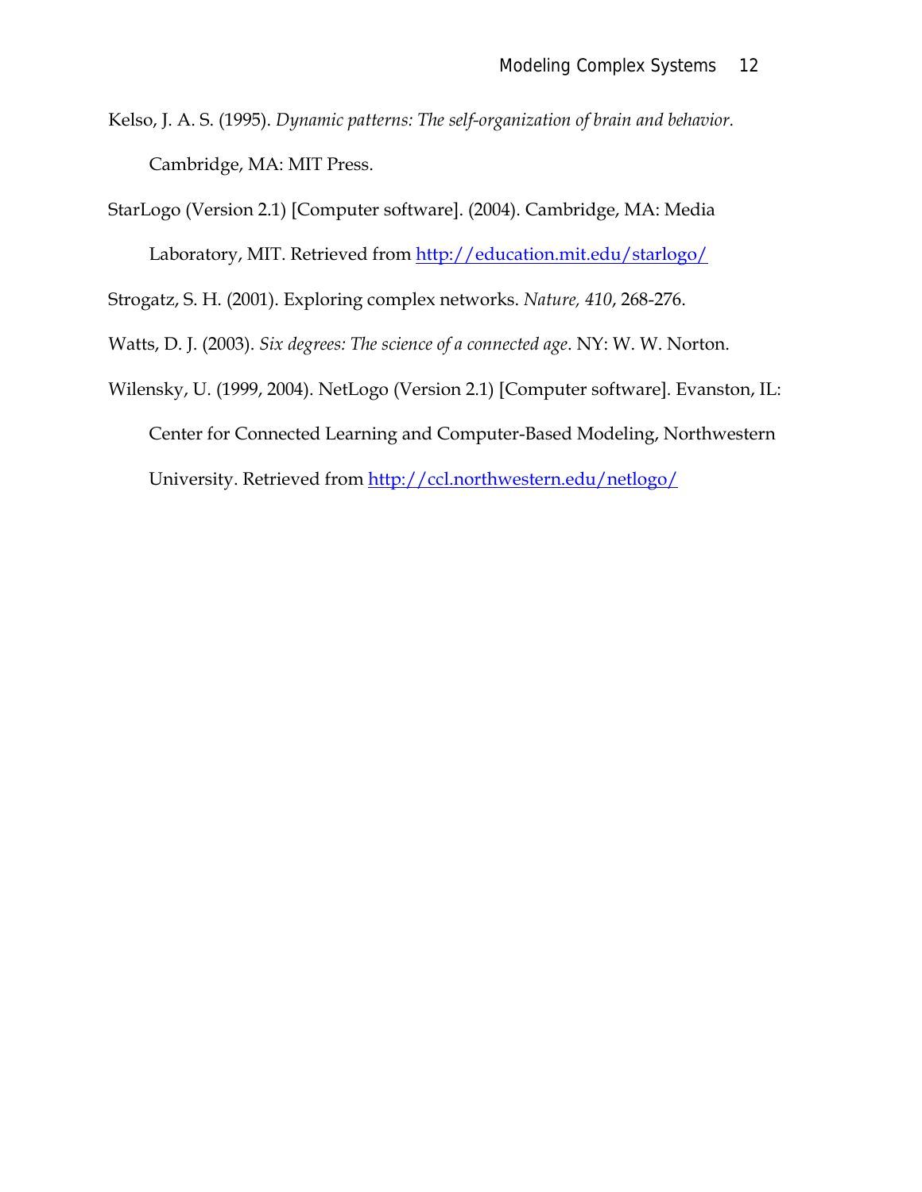Kelso, J. A. S. (1995). *Dynamic patterns: The self-organization of brain and behavior.* Cambridge, MA: MIT Press.

StarLogo (Version 2.1) [Computer software]. (2004). Cambridge, MA: Media Laboratory, MIT. Retrieved from http://education.mit.edu/starlogo/

Strogatz, S. H. (2001). Exploring complex networks. *Nature, 410*, 268-276.

Watts, D. J. (2003). *Six degrees: The science of a connected age*. NY: W. W. Norton.

Wilensky, U. (1999, 2004). NetLogo (Version 2.1) [Computer software]. Evanston, IL: Center for Connected Learning and Computer-Based Modeling, Northwestern University. Retrieved from http://ccl.northwestern.edu/netlogo/